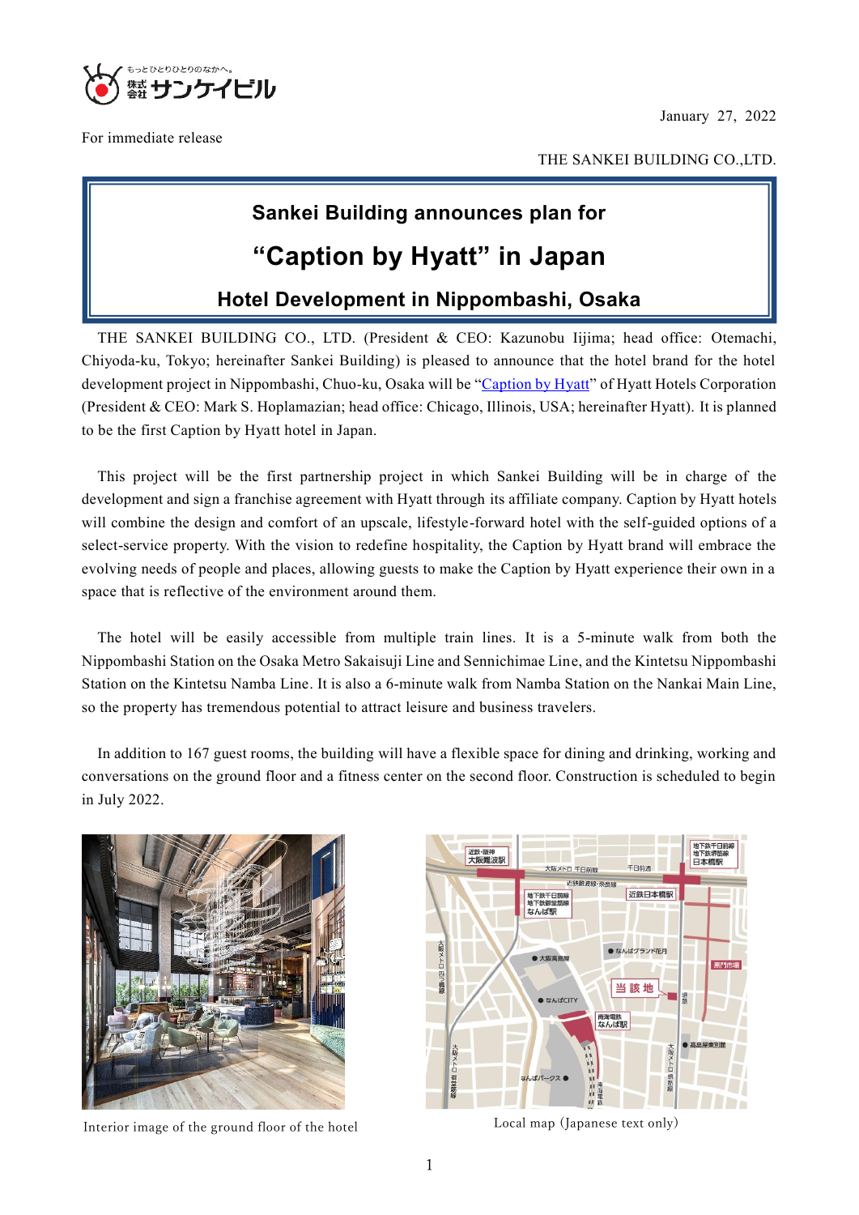株式会社サンケイビル

January 27, 2022

For immediate release

THE SANKEI BUILDING CO.,LTD.

# Sankei Building announces plan for

# "Caption by Hyatt" in Japan

## Hotel Development in Nippombashi, Osaka

THE SANKEI BUILDING CO., LTD. (President & CEO: Kazunobu Iijima; head office: Otemachi, Chiyoda-ku, Tokyo; hereinafter Sankei Building) is pleased to announce that the hotel brand for the hotel development project in Nippombashi, Chuo-ku, Osaka will be "Caption by Hyatt" of Hyatt Hotels Corporation (President & CEO: Mark S. Hoplamazian; head office: Chicago, Illinois, USA; hereinafter Hyatt). It is planned to be the first Caption by Hyatt hotel in Japan.

This project will be the first partnership project in which Sankei Building will be in charge of the development and sign a franchise agreement with Hyatt through its affiliate company. Caption by Hyatt hotels will combine the design and comfort of an upscale, lifestyle-forward hotel with the self-guided options of a select-service property. With the vision to redefine hospitality, the Caption by Hyatt brand will embrace the evolving needs of people and places, allowing guests to make the Caption by Hyatt experience their own in a space that is reflective of the environment around them.

The hotel will be easily accessible from multiple train lines. It is a 5-minute walk from both the Nippombashi Station on the Osaka Metro Sakaisuji Line and Sennichimae Line, and the Kintetsu Nippombashi Station on the Kintetsu Namba Line. It is also a 6-minute walk from Namba Station on the Nankai Main Line, so the property has tremendous potential to attract leisure and business travelers.

In addition to 167 guest rooms, the building will have a flexible space for dining and drinking, working and conversations on the ground floor and a fitness center on the second floor. Construction is scheduled to begin in July 2022.

Interior image of the ground floor of the hotel

Local map (Japanese text only)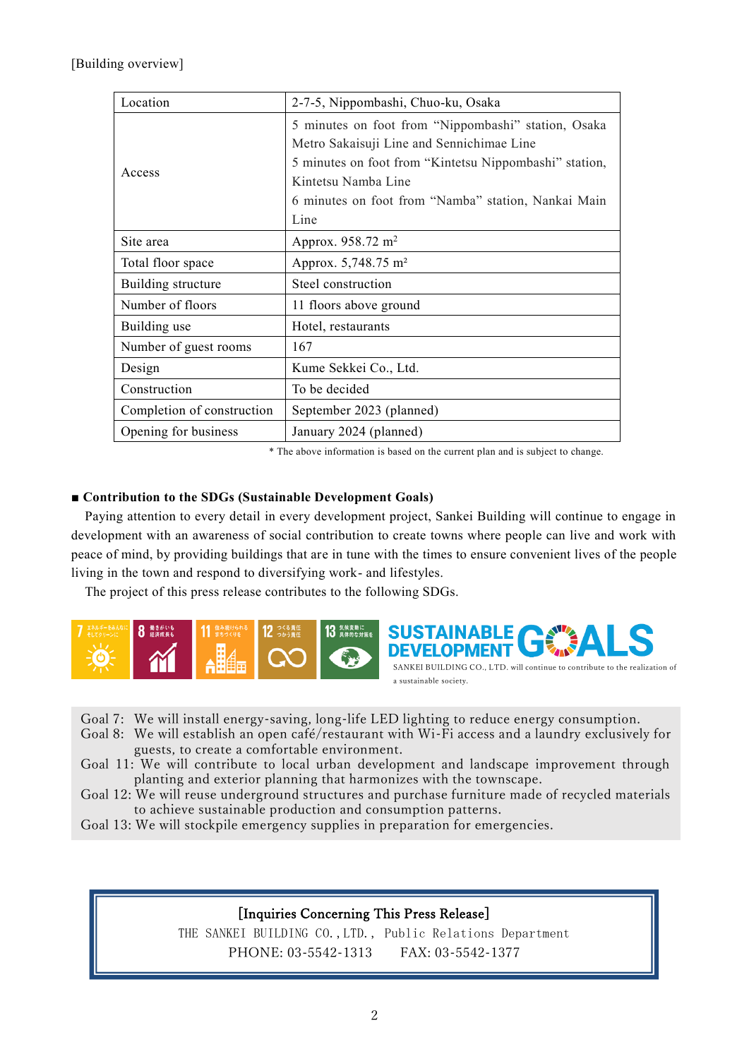[Building overview]

| | |
|---|---|
| Location | 2-7-5, Nippombashi, Chuo-ku, Osaka |
| Access | 5 minutes on foot from "Nippombashi" station, Osaka Metro Sakaisuji Line and Sennichimae Line<br>5 minutes on foot from "Kintetsu Nippombashi" station, Kintetsu Namba Line<br>6 minutes on foot from "Namba" station, Nankai Main Line |
| Site area | Approx. 958.72 $m^2$ |
| Total floor space | Approx. 5,748.75 $m^2$ |
| Building structure | Steel construction |
| Number of floors | 11 floors above ground |
| Building use | Hotel, restaurants |
| Number of guest rooms | 167 |
| Design | Kume Sekkei Co., Ltd. |
| Construction | To be decided |
| Completion of construction | September 2023 (planned) |
| Opening for business | January 2024 (planned) |

* The above information is based on the current plan and is subject to change.

**■ Contribution to the SDGs (Sustainable Development Goals)**

Paying attention to every detail in every development project, Sankei Building will continue to engage in development with an awareness of social contribution to create towns where people can live and work with peace of mind, by providing buildings that are in tune with the times to ensure convenient lives of the people living in the town and respond to diversifying work- and lifestyles.

The project of this press release contributes to the following SDGs.

SUSTAINABLE DEVELOPMENT GOALS

SANKEI BUILDING CO., LTD. will continue to contribute to the realization of a sustainable society.

Goal 7: We will install energy-saving, long-life LED lighting to reduce energy consumption.
Goal 8: We will establish an open café/restaurant with Wi-Fi access and a laundry exclusively for guests, to create a comfortable environment.
Goal 11: We will contribute to local urban development and landscape improvement through planting and exterior planning that harmonizes with the townscape.
Goal 12: We will reuse underground structures and purchase furniture made of recycled materials to achieve sustainable production and consumption patterns.
Goal 13: We will stockpile emergency supplies in preparation for emergencies.

**[Inquiries Concerning This Press Release]**

THE SANKEI BUILDING CO., LTD., Public Relations Department

PHONE: 03-5542-1313　　FAX: 03-5542-1377